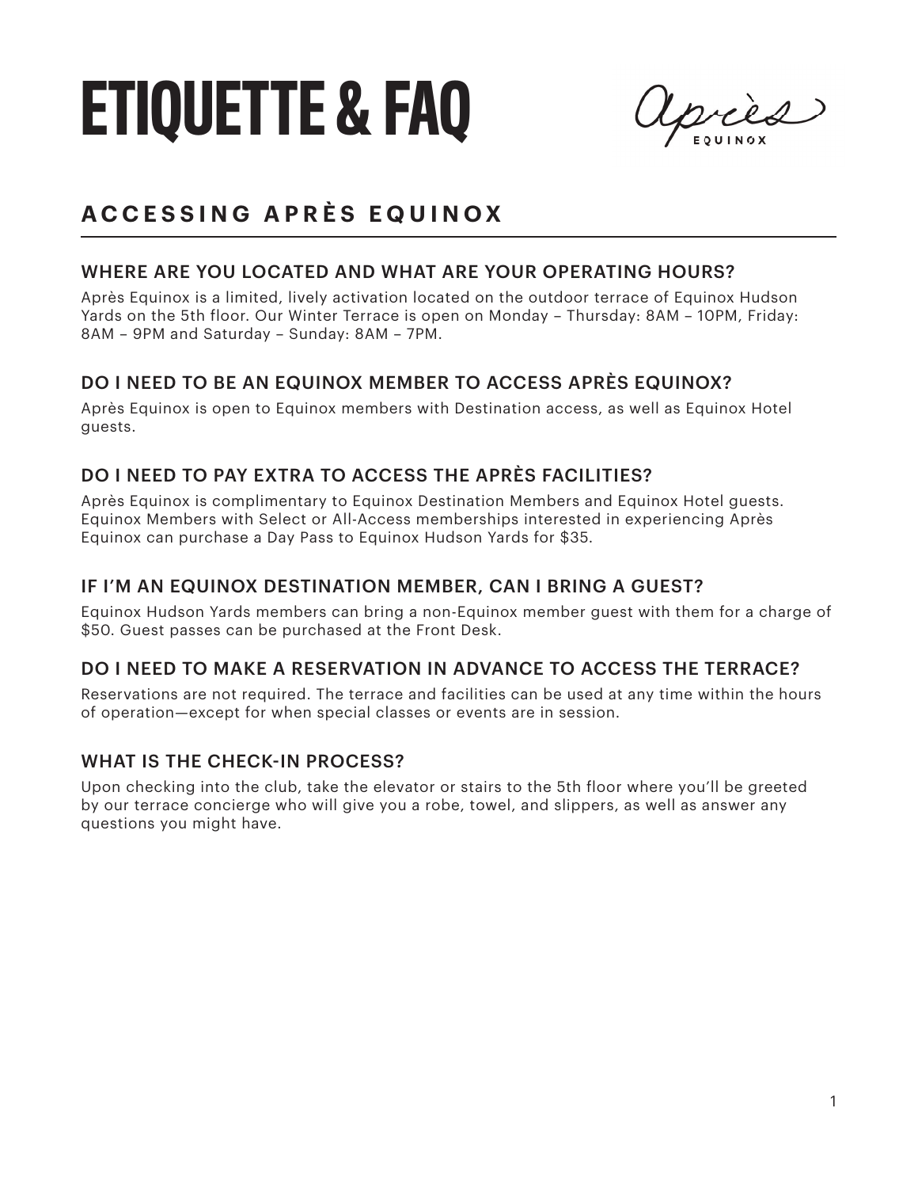# ETIQUETTE & FAQ

Après
EQUINOX

## ACCESSING APRÈS EQUINOX

### WHERE ARE YOU LOCATED AND WHAT ARE YOUR OPERATING HOURS?

Après Equinox is a limited, lively activation located on the outdoor terrace of Equinox Hudson Yards on the 5th floor. Our Winter Terrace is open on Monday – Thursday: 8AM – 10PM, Friday: 8AM – 9PM and Saturday – Sunday: 8AM – 7PM.

### DO I NEED TO BE AN EQUINOX MEMBER TO ACCESS APRÈS EQUINOX?

Après Equinox is open to Equinox members with Destination access, as well as Equinox Hotel guests.

### DO I NEED TO PAY EXTRA TO ACCESS THE APRÈS FACILITIES?

Après Equinox is complimentary to Equinox Destination Members and Equinox Hotel guests. Equinox Members with Select or All-Access memberships interested in experiencing Après Equinox can purchase a Day Pass to Equinox Hudson Yards for $35.

### IF I'M AN EQUINOX DESTINATION MEMBER, CAN I BRING A GUEST?

Equinox Hudson Yards members can bring a non-Equinox member guest with them for a charge of $50. Guest passes can be purchased at the Front Desk.

### DO I NEED TO MAKE A RESERVATION IN ADVANCE TO ACCESS THE TERRACE?

Reservations are not required. The terrace and facilities can be used at any time within the hours of operation—except for when special classes or events are in session.

### WHAT IS THE CHECK-IN PROCESS?

Upon checking into the club, take the elevator or stairs to the 5th floor where you'll be greeted by our terrace concierge who will give you a robe, towel, and slippers, as well as answer any questions you might have.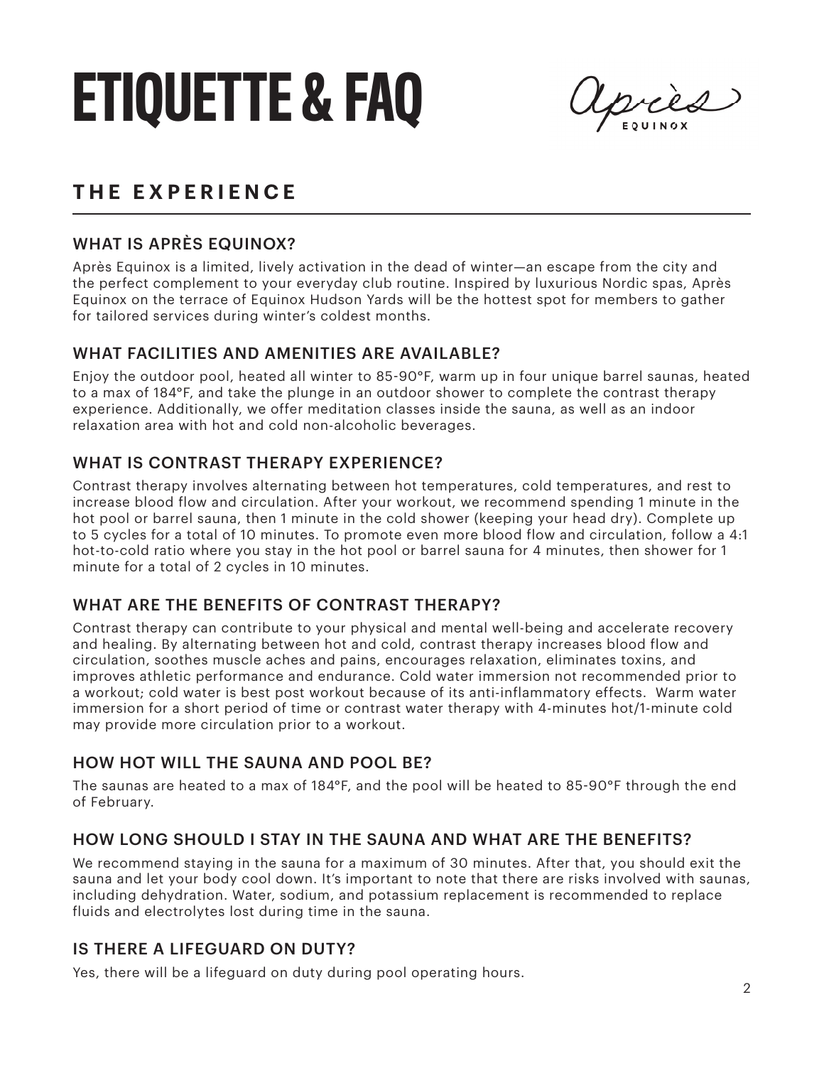# ETIQUETTE & FAQ

Après EQUINOX

## THE EXPERIENCE

### WHAT IS APRÈS EQUINOX?

Après Equinox is a limited, lively activation in the dead of winter—an escape from the city and the perfect complement to your everyday club routine. Inspired by luxurious Nordic spas, Après Equinox on the terrace of Equinox Hudson Yards will be the hottest spot for members to gather for tailored services during winter's coldest months.

### WHAT FACILITIES AND AMENITIES ARE AVAILABLE?

Enjoy the outdoor pool, heated all winter to 85-90°F, warm up in four unique barrel saunas, heated to a max of 184°F, and take the plunge in an outdoor shower to complete the contrast therapy experience. Additionally, we offer meditation classes inside the sauna, as well as an indoor relaxation area with hot and cold non-alcoholic beverages.

### WHAT IS CONTRAST THERAPY EXPERIENCE?

Contrast therapy involves alternating between hot temperatures, cold temperatures, and rest to increase blood flow and circulation. After your workout, we recommend spending 1 minute in the hot pool or barrel sauna, then 1 minute in the cold shower (keeping your head dry). Complete up to 5 cycles for a total of 10 minutes. To promote even more blood flow and circulation, follow a 4:1 hot-to-cold ratio where you stay in the hot pool or barrel sauna for 4 minutes, then shower for 1 minute for a total of 2 cycles in 10 minutes.

### WHAT ARE THE BENEFITS OF CONTRAST THERAPY?

Contrast therapy can contribute to your physical and mental well-being and accelerate recovery and healing. By alternating between hot and cold, contrast therapy increases blood flow and circulation, soothes muscle aches and pains, encourages relaxation, eliminates toxins, and improves athletic performance and endurance. Cold water immersion not recommended prior to a workout; cold water is best post workout because of its anti-inflammatory effects. Warm water immersion for a short period of time or contrast water therapy with 4-minutes hot/1-minute cold may provide more circulation prior to a workout.

### HOW HOT WILL THE SAUNA AND POOL BE?

The saunas are heated to a max of 184°F, and the pool will be heated to 85-90°F through the end of February.

### HOW LONG SHOULD I STAY IN THE SAUNA AND WHAT ARE THE BENEFITS?

We recommend staying in the sauna for a maximum of 30 minutes. After that, you should exit the sauna and let your body cool down. It's important to note that there are risks involved with saunas, including dehydration. Water, sodium, and potassium replacement is recommended to replace fluids and electrolytes lost during time in the sauna.

### IS THERE A LIFEGUARD ON DUTY?

Yes, there will be a lifeguard on duty during pool operating hours.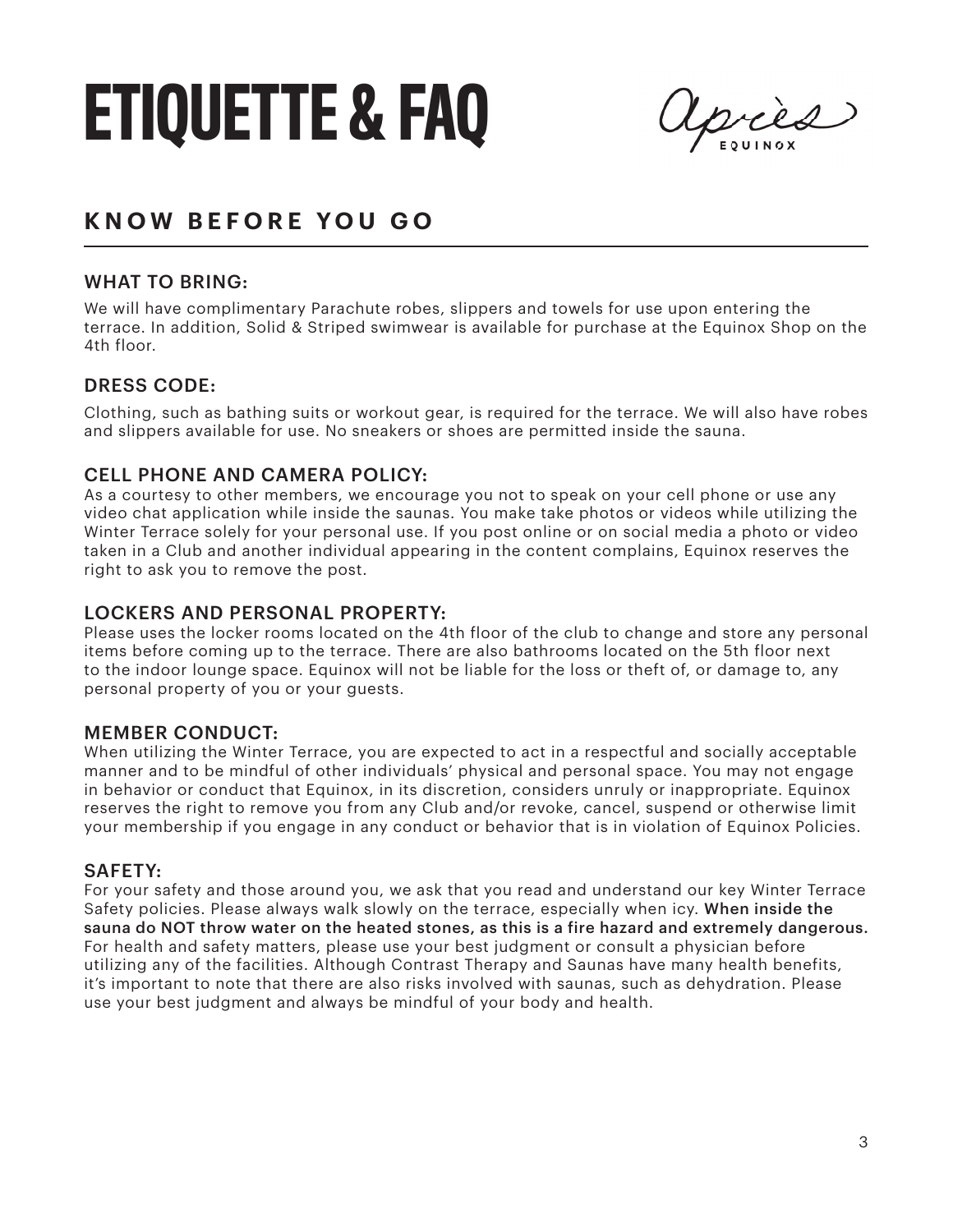# ETIQUETTE & FAQ

Après EQUINOX

## KNOW BEFORE YOU GO

### WHAT TO BRING:

We will have complimentary Parachute robes, slippers and towels for use upon entering the terrace. In addition, Solid & Striped swimwear is available for purchase at the Equinox Shop on the 4th floor.

### DRESS CODE:

Clothing, such as bathing suits or workout gear, is required for the terrace. We will also have robes and slippers available for use. No sneakers or shoes are permitted inside the sauna.

### CELL PHONE AND CAMERA POLICY:

As a courtesy to other members, we encourage you not to speak on your cell phone or use any video chat application while inside the saunas. You make take photos or videos while utilizing the Winter Terrace solely for your personal use. If you post online or on social media a photo or video taken in a Club and another individual appearing in the content complains, Equinox reserves the right to ask you to remove the post.

### LOCKERS AND PERSONAL PROPERTY:

Please uses the locker rooms located on the 4th floor of the club to change and store any personal items before coming up to the terrace. There are also bathrooms located on the 5th floor next to the indoor lounge space. Equinox will not be liable for the loss or theft of, or damage to, any personal property of you or your guests.

### MEMBER CONDUCT:

When utilizing the Winter Terrace, you are expected to act in a respectful and socially acceptable manner and to be mindful of other individuals' physical and personal space. You may not engage in behavior or conduct that Equinox, in its discretion, considers unruly or inappropriate. Equinox reserves the right to remove you from any Club and/or revoke, cancel, suspend or otherwise limit your membership if you engage in any conduct or behavior that is in violation of Equinox Policies.

### SAFETY:

For your safety and those around you, we ask that you read and understand our key Winter Terrace Safety policies. Please always walk slowly on the terrace, especially when icy. **When inside the sauna do NOT throw water on the heated stones, as this is a fire hazard and extremely dangerous.** For health and safety matters, please use your best judgment or consult a physician before utilizing any of the facilities. Although Contrast Therapy and Saunas have many health benefits, it's important to note that there are also risks involved with saunas, such as dehydration. Please use your best judgment and always be mindful of your body and health.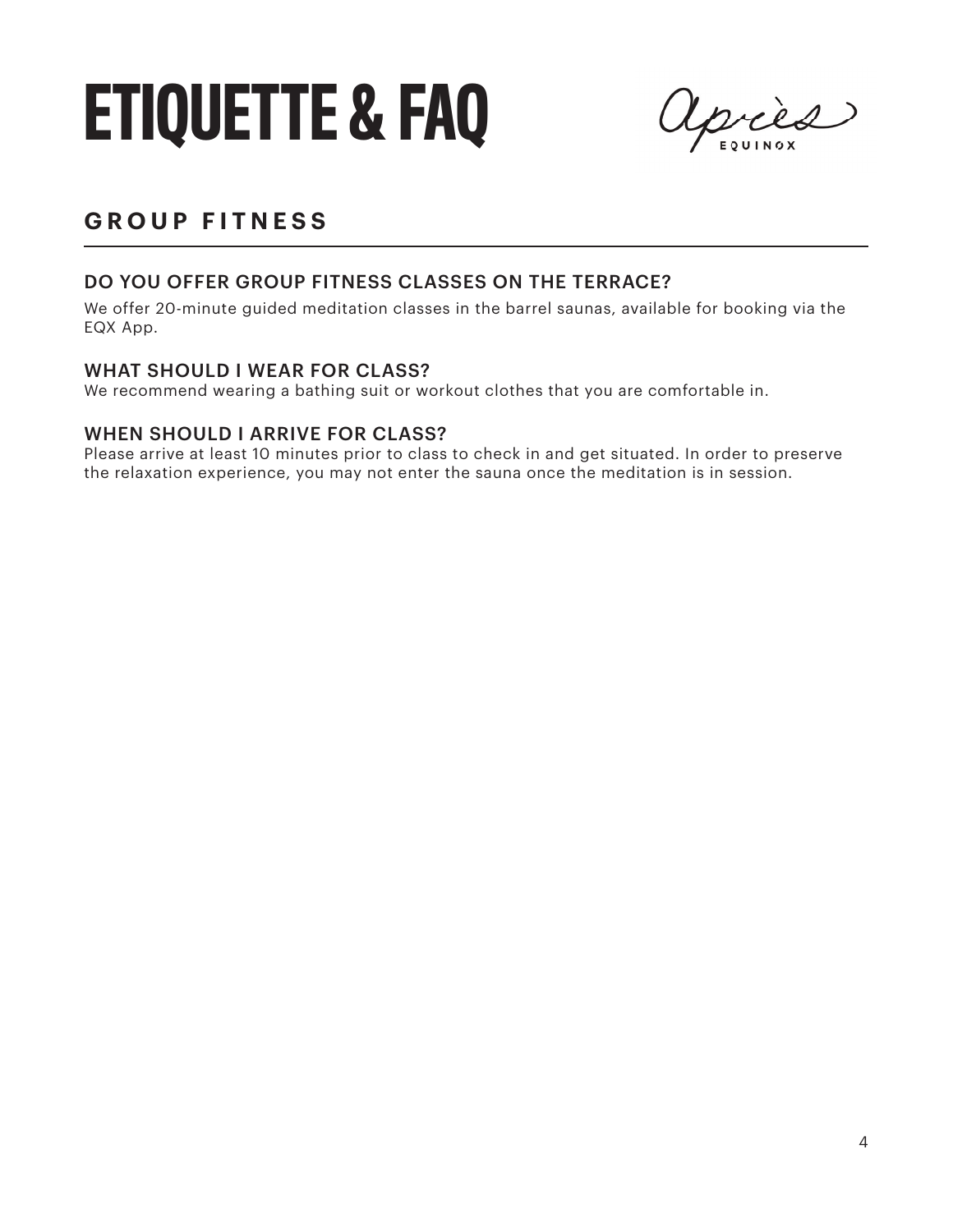# ETIQUETTE & FAQ

Après EQUINOX

## GROUP FITNESS

### DO YOU OFFER GROUP FITNESS CLASSES ON THE TERRACE?

We offer 20-minute guided meditation classes in the barrel saunas, available for booking via the EQX App.

### WHAT SHOULD I WEAR FOR CLASS?

We recommend wearing a bathing suit or workout clothes that you are comfortable in.

### WHEN SHOULD I ARRIVE FOR CLASS?

Please arrive at least 10 minutes prior to class to check in and get situated. In order to preserve the relaxation experience, you may not enter the sauna once the meditation is in session.